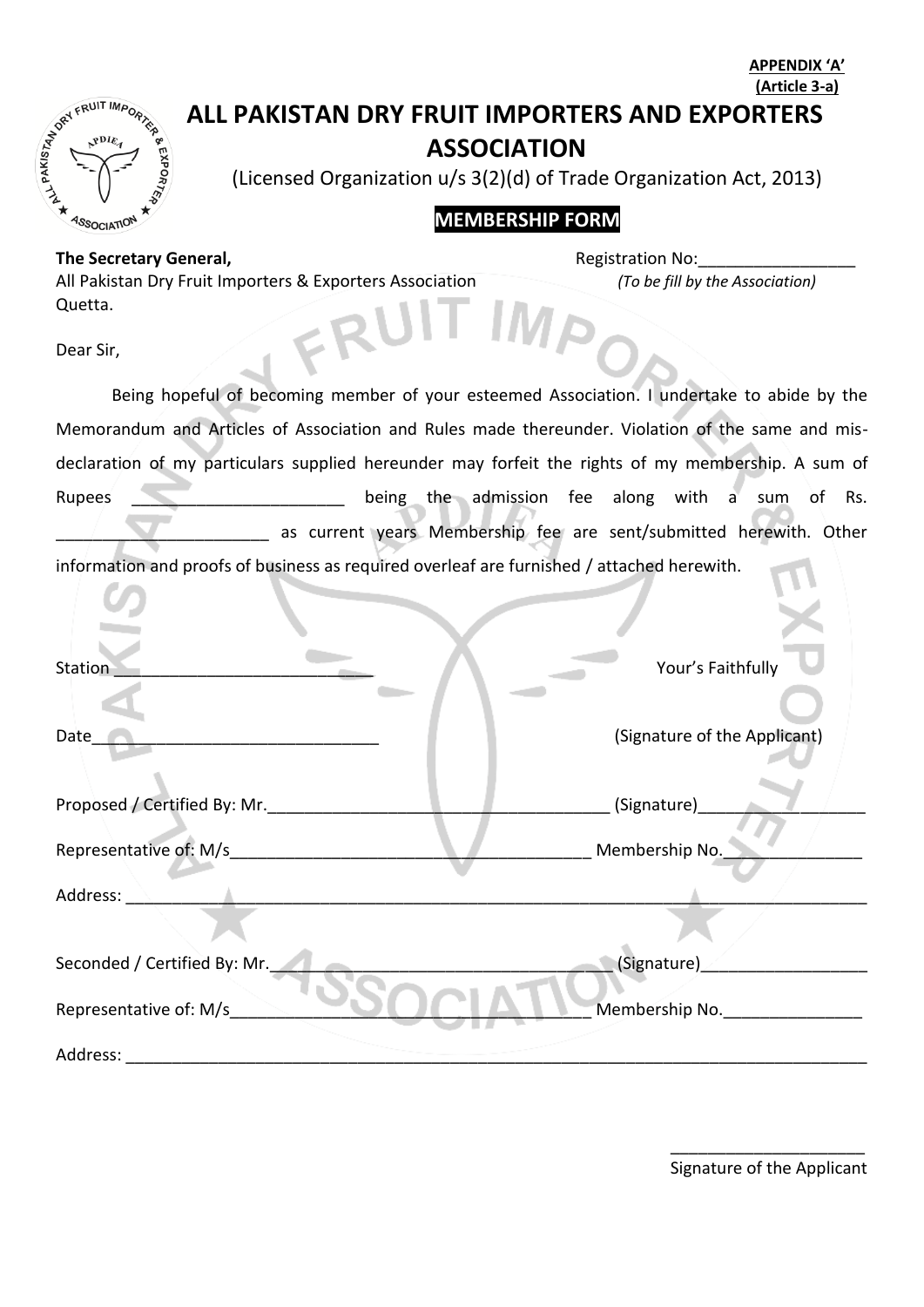**APPENDIX 'A'**
**(Article 3-a)**

# ALL PAKISTAN DRY FRUIT IMPORTERS AND EXPORTERS ASSOCIATION

(Licensed Organization u/s 3(2)(d) of Trade Organization Act, 2013)

## MEMBERSHIP FORM

**The Secretary General,**
All Pakistan Dry Fruit Importers & Exporters Association
Quetta.

Registration No:_________________
*(To be fill by the Association)*

Dear Sir,

Being hopeful of becoming member of your esteemed Association. I undertake to abide by the Memorandum and Articles of Association and Rules made thereunder. Violation of the same and mis-declaration of my particulars supplied hereunder may forfeit the rights of my membership. A sum of Rupees _______________________ being the admission fee along with a sum of Rs. _______________________ as current years Membership fee are sent/submitted herewith. Other information and proofs of business as required overleaf are furnished / attached herewith.

Station ____________________________

Date_______________________________

Your's Faithfully

(Signature of the Applicant)

Proposed / Certified By: Mr.______________________________________ (Signature)__________________

Representative of: M/s________________________________________ Membership No._______________

Address: _______________________________________________________________________________

Seconded / Certified By: Mr.______________________________________ (Signature)__________________

Representative of: M/s________________________________________ Membership No._______________

Address: _______________________________________________________________________________

_____________________
Signature of the Applicant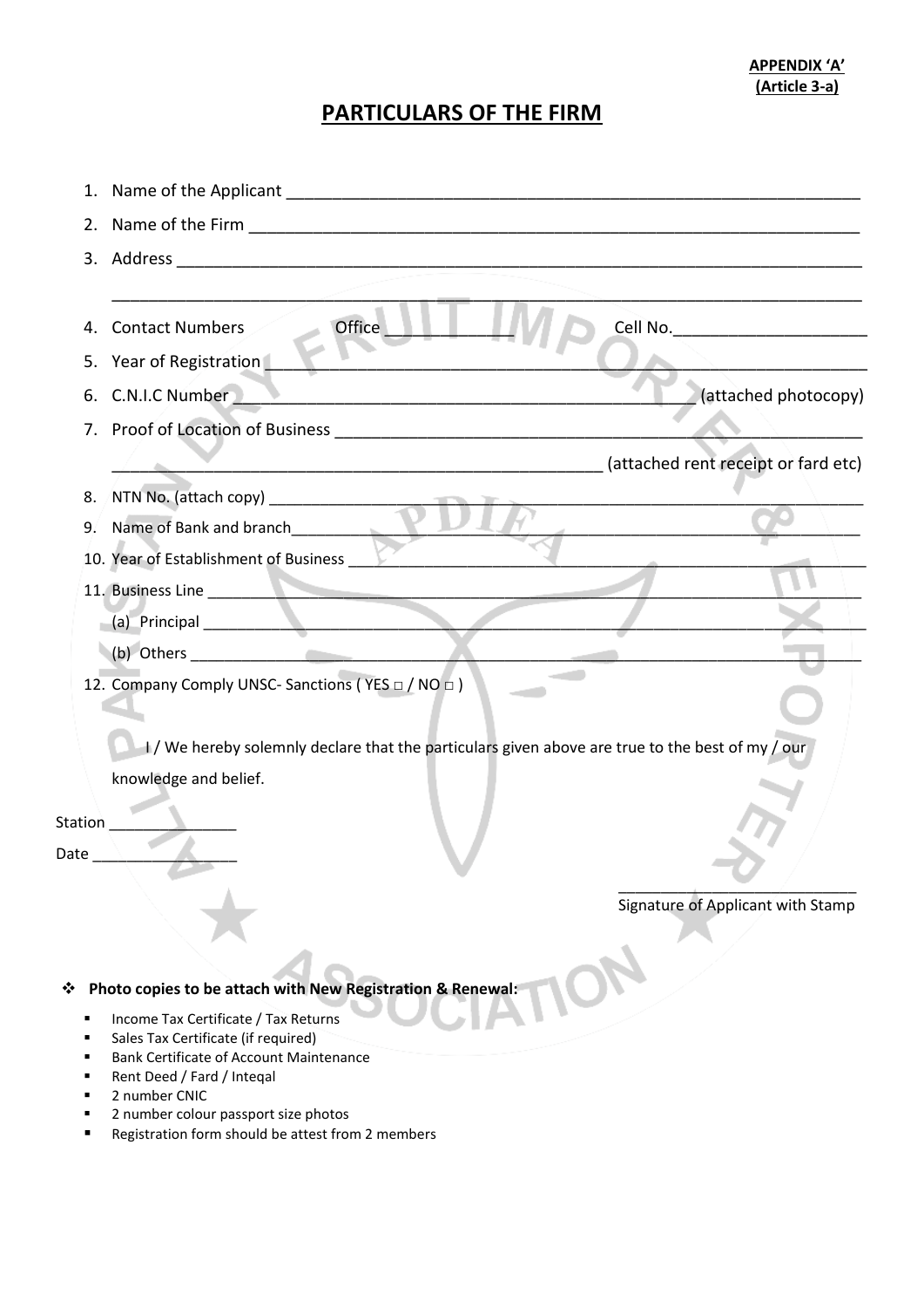**APPENDIX 'A'**
**(Article 3-a)**

# PARTICULARS OF THE FIRM

1. Name of the Applicant ____________________________________________
2. Name of the Firm ____________________________________________
3. Address ____________________________________________

   ____________________________________________
4. Contact Numbers Office ______________ Cell No.____________________
5. Year of Registration ____________________________________________
6. C.N.I.C Number ____________________________ (attached photocopy)
7. Proof of Location of Business ____________________________________________

   ____________________________ (attached rent receipt or fard etc)
8. NTN No. (attach copy) ____________________________________________
9. Name of Bank and branch____________________________________________
10. Year of Establishment of Business ____________________________________________
11. Business Line ____________________________________________
    (a) Principal ____________________________________________
    (b) Others ____________________________________________
12. Company Comply UNSC- Sanctions ( YES □ / NO □ )

I / We hereby solemnly declare that the particulars given above are true to the best of my / our knowledge and belief.

Station _______________

Date ________________

____________________________
Signature of Applicant with Stamp

❖ **Photo copies to be attach with New Registration & Renewal:**

- Income Tax Certificate / Tax Returns
- Sales Tax Certificate (if required)
- Bank Certificate of Account Maintenance
- Rent Deed / Fard / Inteqal
- 2 number CNIC
- 2 number colour passport size photos
- Registration form should be attest from 2 members